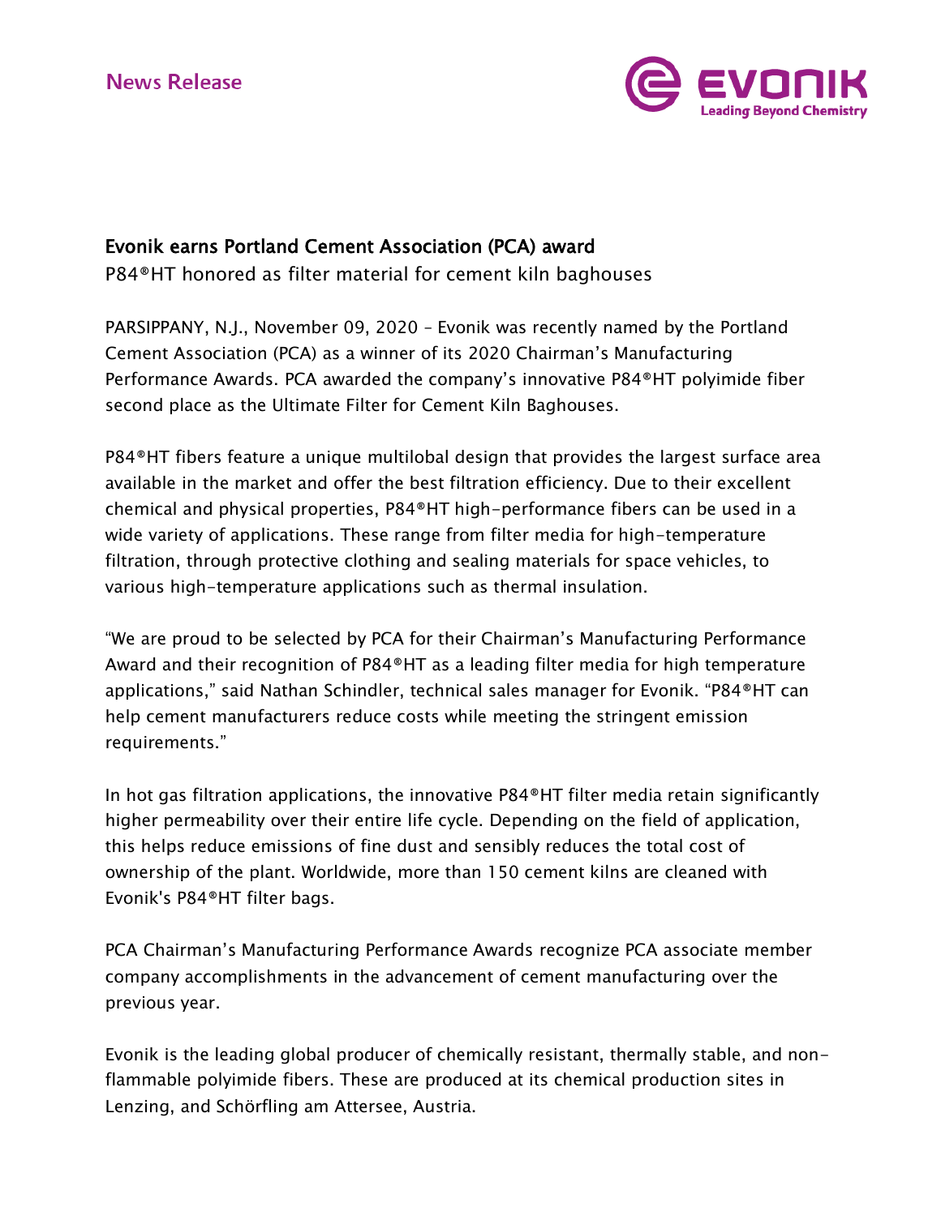News Release

# Evonik earns Portland Cement Association (PCA) award

P84®HT honored as filter material for cement kiln baghouses

PARSIPPANY, N.J., November 09, 2020 – Evonik was recently named by the Portland Cement Association (PCA) as a winner of its 2020 Chairman's Manufacturing Performance Awards. PCA awarded the company's innovative P84®HT polyimide fiber second place as the Ultimate Filter for Cement Kiln Baghouses.

P84®HT fibers feature a unique multilobal design that provides the largest surface area available in the market and offer the best filtration efficiency. Due to their excellent chemical and physical properties, P84®HT high-performance fibers can be used in a wide variety of applications. These range from filter media for high-temperature filtration, through protective clothing and sealing materials for space vehicles, to various high-temperature applications such as thermal insulation.

"We are proud to be selected by PCA for their Chairman's Manufacturing Performance Award and their recognition of P84®HT as a leading filter media for high temperature applications," said Nathan Schindler, technical sales manager for Evonik. "P84®HT can help cement manufacturers reduce costs while meeting the stringent emission requirements."

In hot gas filtration applications, the innovative P84®HT filter media retain significantly higher permeability over their entire life cycle. Depending on the field of application, this helps reduce emissions of fine dust and sensibly reduces the total cost of ownership of the plant. Worldwide, more than 150 cement kilns are cleaned with Evonik's P84®HT filter bags.

PCA Chairman's Manufacturing Performance Awards recognize PCA associate member company accomplishments in the advancement of cement manufacturing over the previous year.

Evonik is the leading global producer of chemically resistant, thermally stable, and non-flammable polyimide fibers. These are produced at its chemical production sites in Lenzing, and Schörfling am Attersee, Austria.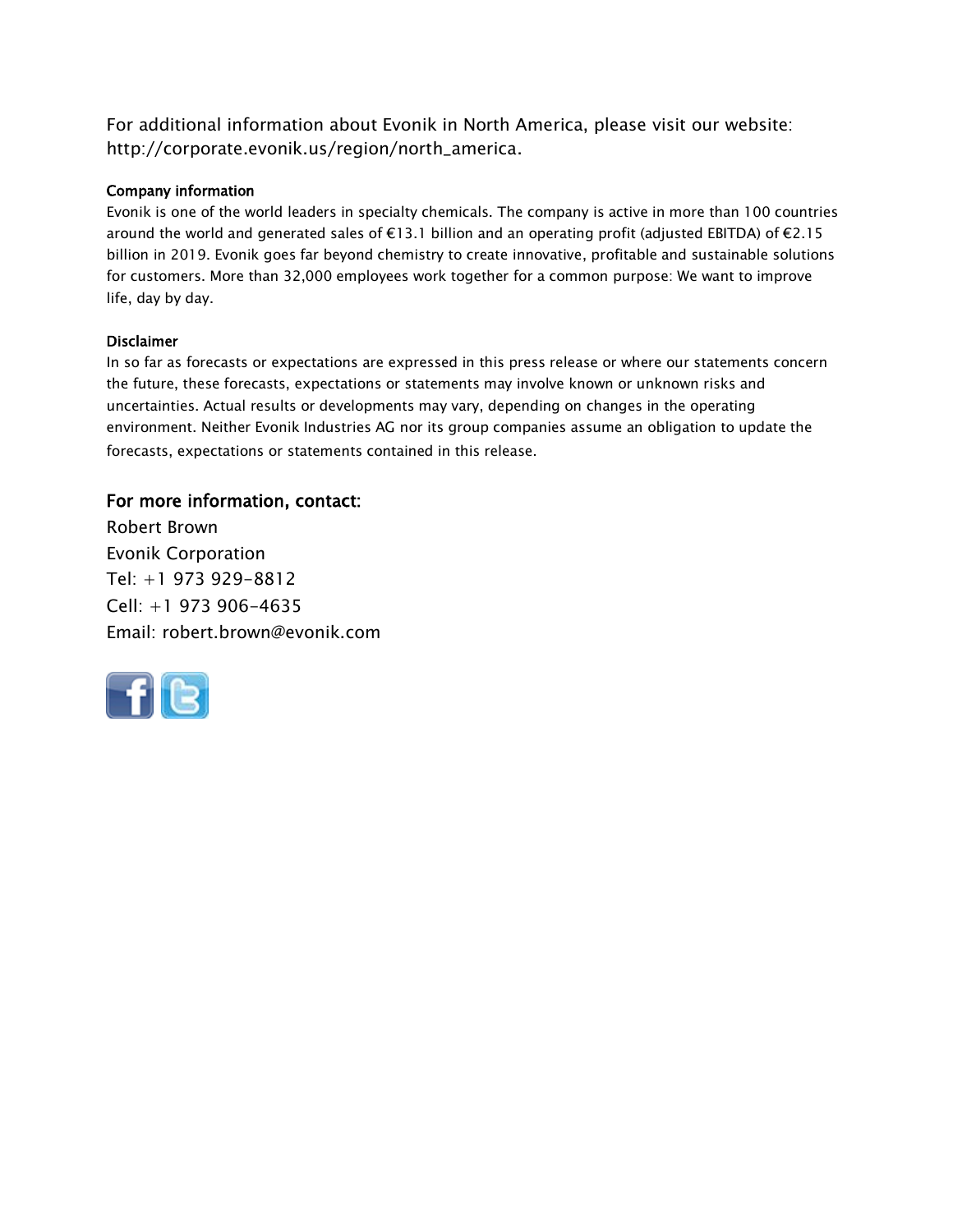For additional information about Evonik in North America, please visit our website: http://corporate.evonik.us/region/north_america.

**Company information**

Evonik is one of the world leaders in specialty chemicals. The company is active in more than 100 countries around the world and generated sales of €13.1 billion and an operating profit (adjusted EBITDA) of €2.15 billion in 2019. Evonik goes far beyond chemistry to create innovative, profitable and sustainable solutions for customers. More than 32,000 employees work together for a common purpose: We want to improve life, day by day.

**Disclaimer**

In so far as forecasts or expectations are expressed in this press release or where our statements concern the future, these forecasts, expectations or statements may involve known or unknown risks and uncertainties. Actual results or developments may vary, depending on changes in the operating environment. Neither Evonik Industries AG nor its group companies assume an obligation to update the forecasts, expectations or statements contained in this release.

**For more information, contact:**

Robert Brown
Evonik Corporation
Tel: +1 973 929-8812
Cell: +1 973 906-4635
Email: robert.brown@evonik.com